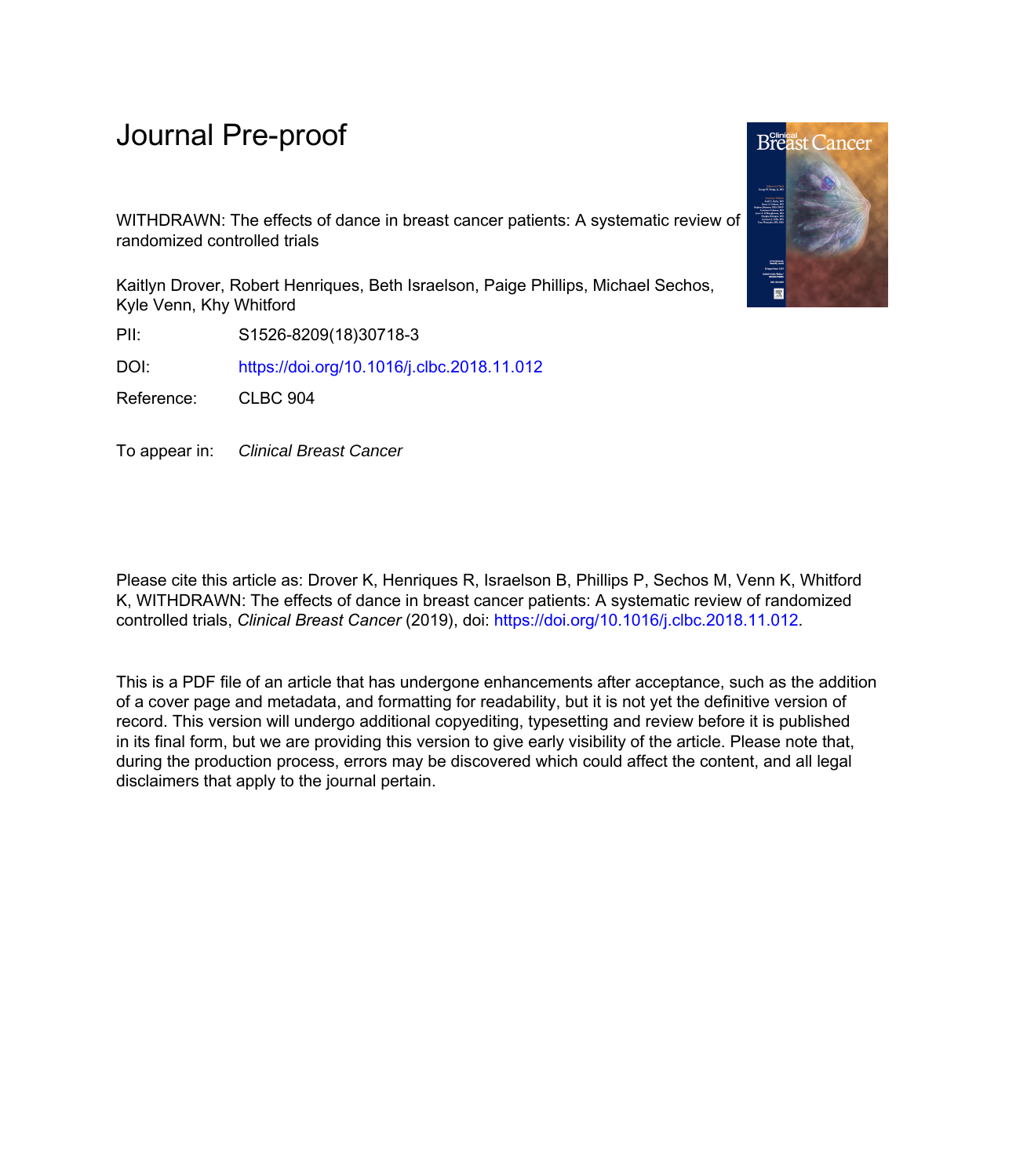# Journal Pre-proof

WITHDRAWN: The effects of dance in breast cancer patients: A systematic review of randomized controlled trials

Kaitlyn Drover, Robert Henriques, Beth Israelson, Paige Phillips, Michael Sechos, Kyle Venn, Khy Whitford

PII: S1526-8209(18)30718-3

DOI: https://doi.org/10.1016/j.clbc.2018.11.012

Reference: CLBC 904

To appear in: *Clinical Breast Cancer*

Please cite this article as: Drover K, Henriques R, Israelson B, Phillips P, Sechos M, Venn K, Whitford K, WITHDRAWN: The effects of dance in breast cancer patients: A systematic review of randomized controlled trials, *Clinical Breast Cancer* (2019), doi: https://doi.org/10.1016/j.clbc.2018.11.012.

This is a PDF file of an article that has undergone enhancements after acceptance, such as the addition of a cover page and metadata, and formatting for readability, but it is not yet the definitive version of record. This version will undergo additional copyediting, typesetting and review before it is published in its final form, but we are providing this version to give early visibility of the article. Please note that, during the production process, errors may be discovered which could affect the content, and all legal disclaimers that apply to the journal pertain.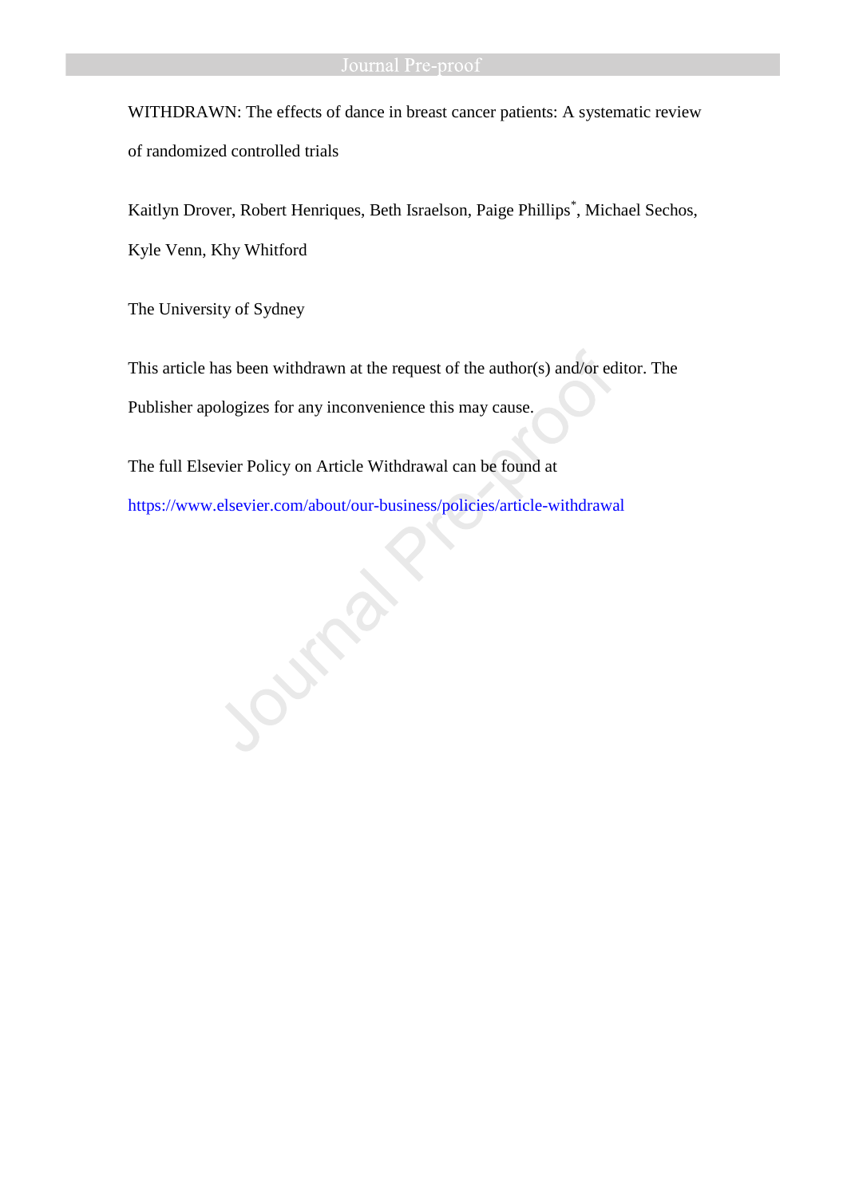WITHDRAWN: The effects of dance in breast cancer patients: A systematic review of randomized controlled trials

Kaitlyn Drover, Robert Henriques, Beth Israelson, Paige Phillips[*], Michael Sechos, Kyle Venn, Khy Whitford

The University of Sydney

This article has been withdrawn at the request of the author(s) and/or editor. The Publisher apologizes for any inconvenience this may cause.

The full Elsevier Policy on Article Withdrawal can be found at https://www.elsevier.com/about/our-business/policies/article-withdrawal